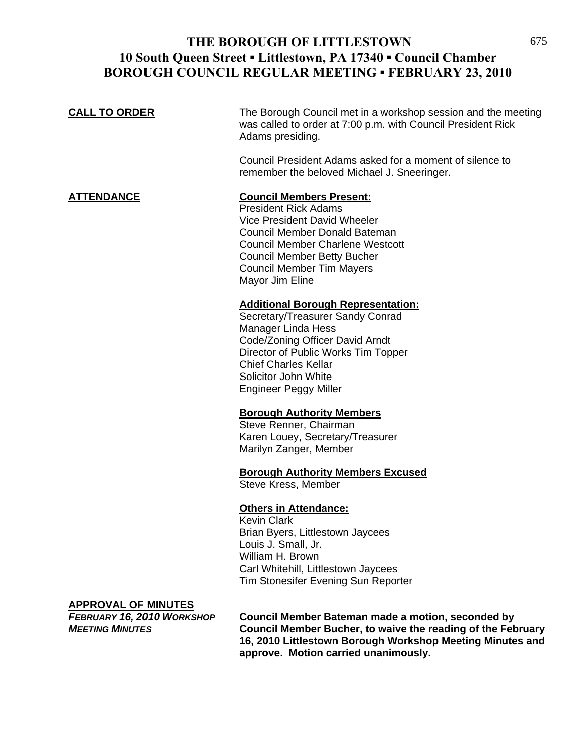# THE BOROUGH OF LITTLESTOWN
## 10 South Queen Street ▪ Littlestown, PA 17340 ▪ Council Chamber
## BOROUGH COUNCIL REGULAR MEETING ▪ FEBRUARY 23, 2010

**CALL TO ORDER**

The Borough Council met in a workshop session and the meeting was called to order at 7:00 p.m. with Council President Rick Adams presiding.

Council President Adams asked for a moment of silence to remember the beloved Michael J. Sneeringer.

**ATTENDANCE**

**Council Members Present:**
President Rick Adams
Vice President David Wheeler
Council Member Donald Bateman
Council Member Charlene Westcott
Council Member Betty Bucher
Council Member Tim Mayers
Mayor Jim Eline

**Additional Borough Representation:**
Secretary/Treasurer Sandy Conrad
Manager Linda Hess
Code/Zoning Officer David Arndt
Director of Public Works Tim Topper
Chief Charles Kellar
Solicitor John White
Engineer Peggy Miller

**Borough Authority Members**
Steve Renner, Chairman
Karen Louey, Secretary/Treasurer
Marilyn Zanger, Member

**Borough Authority Members Excused**
Steve Kress, Member

**Others in Attendance:**
Kevin Clark
Brian Byers, Littlestown Jaycees
Louis J. Small, Jr.
William H. Brown
Carl Whitehill, Littlestown Jaycees
Tim Stonesifer Evening Sun Reporter

**APPROVAL OF MINUTES**

***FEBRUARY 16, 2010 WORKSHOP MEETING MINUTES***

**Council Member Bateman made a motion, seconded by Council Member Bucher, to waive the reading of the February 16, 2010 Littlestown Borough Workshop Meeting Minutes and approve. Motion carried unanimously.**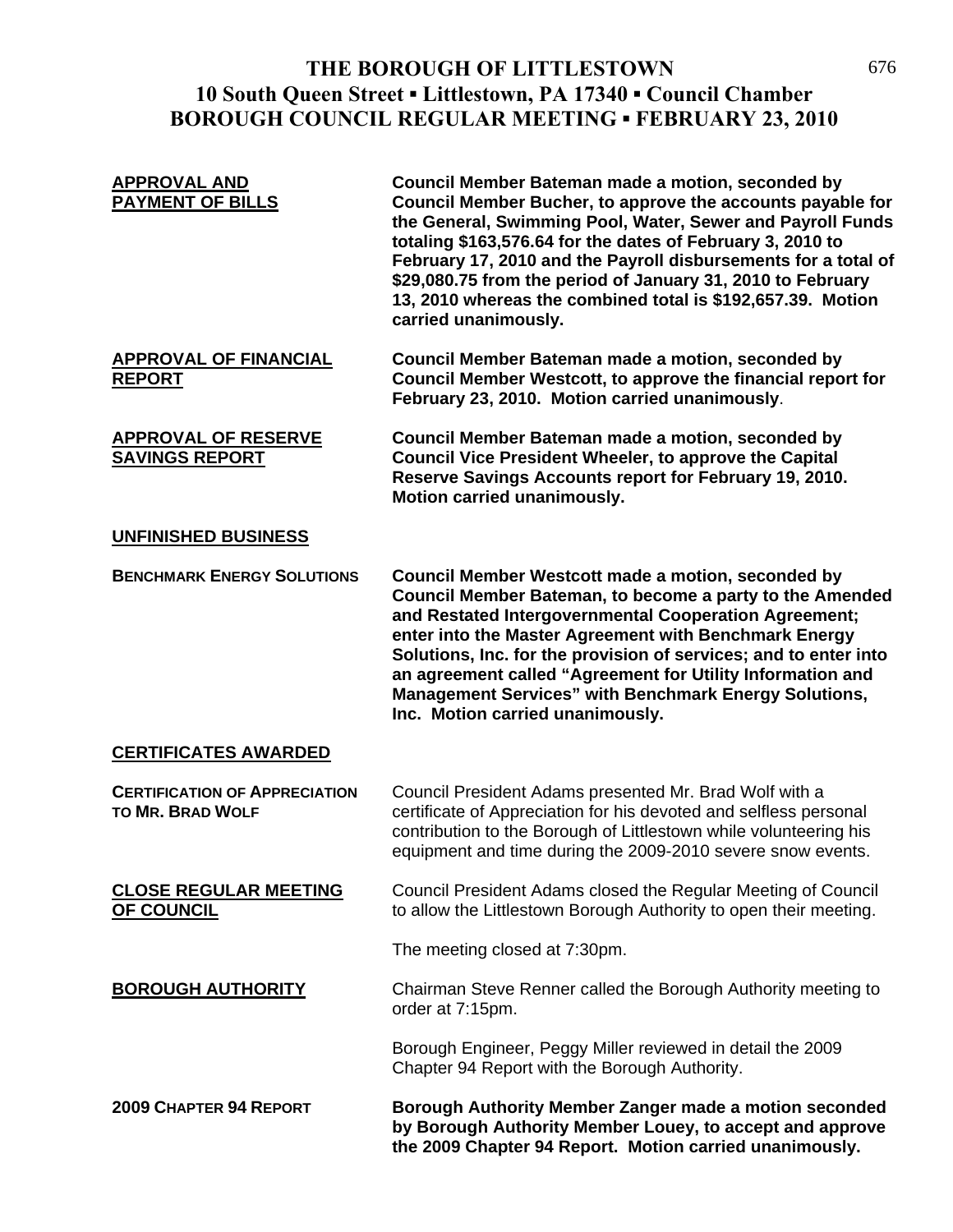# THE BOROUGH OF LITTLESTOWN
## 10 South Queen Street ▪ Littlestown, PA 17340 ▪ Council Chamber
## BOROUGH COUNCIL REGULAR MEETING ▪ FEBRUARY 23, 2010

**APPROVAL AND PAYMENT OF BILLS**

**Council Member Bateman made a motion, seconded by Council Member Bucher, to approve the accounts payable for the General, Swimming Pool, Water, Sewer and Payroll Funds totaling $163,576.64 for the dates of February 3, 2010 to February 17, 2010 and the Payroll disbursements for a total of $29,080.75 from the period of January 31, 2010 to February 13, 2010 whereas the combined total is $192,657.39. Motion carried unanimously.**

**APPROVAL OF FINANCIAL REPORT**

**Council Member Bateman made a motion, seconded by Council Member Westcott, to approve the financial report for February 23, 2010. Motion carried unanimously**.

**APPROVAL OF RESERVE SAVINGS REPORT**

**Council Member Bateman made a motion, seconded by Council Vice President Wheeler, to approve the Capital Reserve Savings Accounts report for February 19, 2010. Motion carried unanimously.**

**UNFINISHED BUSINESS**

**BENCHMARK ENERGY SOLUTIONS**

**Council Member Westcott made a motion, seconded by Council Member Bateman, to become a party to the Amended and Restated Intergovernmental Cooperation Agreement; enter into the Master Agreement with Benchmark Energy Solutions, Inc. for the provision of services; and to enter into an agreement called "Agreement for Utility Information and Management Services" with Benchmark Energy Solutions, Inc. Motion carried unanimously.**

**CERTIFICATES AWARDED**

**CERTIFICATION OF APPRECIATION TO MR. BRAD WOLF**

Council President Adams presented Mr. Brad Wolf with a certificate of Appreciation for his devoted and selfless personal contribution to the Borough of Littlestown while volunteering his equipment and time during the 2009-2010 severe snow events.

**CLOSE REGULAR MEETING OF COUNCIL**

Council President Adams closed the Regular Meeting of Council to allow the Littlestown Borough Authority to open their meeting.

The meeting closed at 7:30pm.

**BOROUGH AUTHORITY**

Chairman Steve Renner called the Borough Authority meeting to order at 7:15pm.

Borough Engineer, Peggy Miller reviewed in detail the 2009 Chapter 94 Report with the Borough Authority.

**2009 CHAPTER 94 REPORT**

**Borough Authority Member Zanger made a motion seconded by Borough Authority Member Louey, to accept and approve the 2009 Chapter 94 Report. Motion carried unanimously.**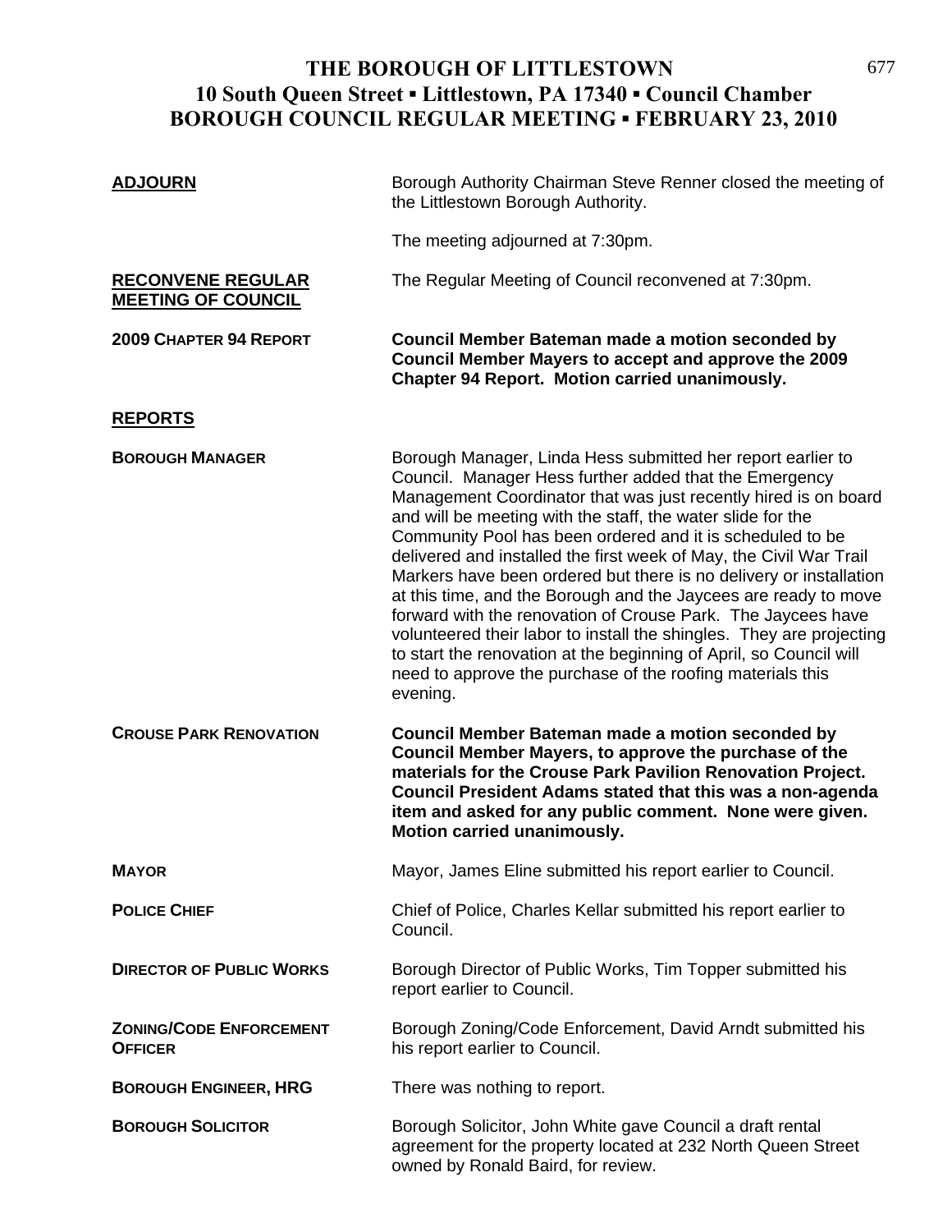# THE BOROUGH OF LITTLESTOWN
## 10 South Queen Street ▪ Littlestown, PA 17340 ▪ Council Chamber
## BOROUGH COUNCIL REGULAR MEETING ▪ FEBRUARY 23, 2010

**ADJOURN**

Borough Authority Chairman Steve Renner closed the meeting of the Littlestown Borough Authority.

The meeting adjourned at 7:30pm.

**RECONVENE REGULAR MEETING OF COUNCIL**

The Regular Meeting of Council reconvened at 7:30pm.

**2009 CHAPTER 94 REPORT**

**Council Member Bateman made a motion seconded by Council Member Mayers to accept and approve the 2009 Chapter 94 Report. Motion carried unanimously.**

**REPORTS**

**BOROUGH MANAGER**

Borough Manager, Linda Hess submitted her report earlier to Council. Manager Hess further added that the Emergency Management Coordinator that was just recently hired is on board and will be meeting with the staff, the water slide for the Community Pool has been ordered and it is scheduled to be delivered and installed the first week of May, the Civil War Trail Markers have been ordered but there is no delivery or installation at this time, and the Borough and the Jaycees are ready to move forward with the renovation of Crouse Park. The Jaycees have volunteered their labor to install the shingles. They are projecting to start the renovation at the beginning of April, so Council will need to approve the purchase of the roofing materials this evening.

**CROUSE PARK RENOVATION**

**Council Member Bateman made a motion seconded by Council Member Mayers, to approve the purchase of the materials for the Crouse Park Pavilion Renovation Project. Council President Adams stated that this was a non-agenda item and asked for any public comment. None were given. Motion carried unanimously.**

**MAYOR**

Mayor, James Eline submitted his report earlier to Council.

**POLICE CHIEF**

Chief of Police, Charles Kellar submitted his report earlier to Council.

**DIRECTOR OF PUBLIC WORKS**

Borough Director of Public Works, Tim Topper submitted his report earlier to Council.

**ZONING/CODE ENFORCEMENT OFFICER**

Borough Zoning/Code Enforcement, David Arndt submitted his his report earlier to Council.

**BOROUGH ENGINEER, HRG**

There was nothing to report.

**BOROUGH SOLICITOR**

Borough Solicitor, John White gave Council a draft rental agreement for the property located at 232 North Queen Street owned by Ronald Baird, for review.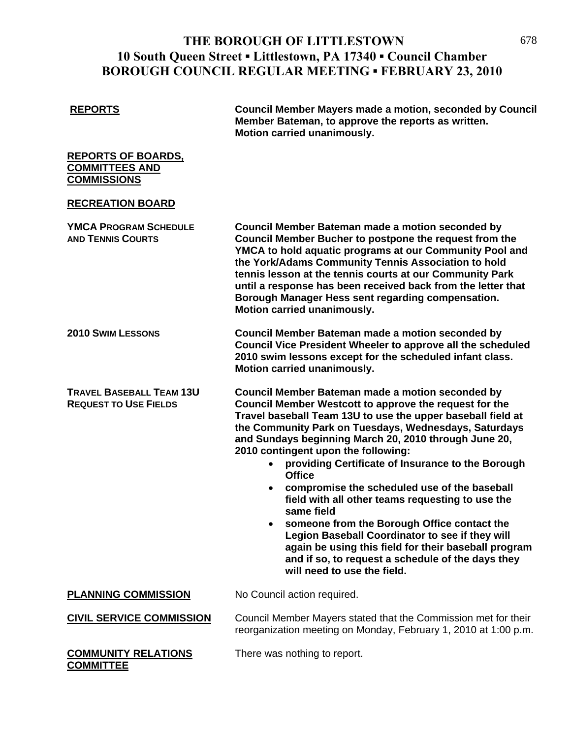# THE BOROUGH OF LITTLESTOWN
## 10 South Queen Street ▪ Littlestown, PA 17340 ▪ Council Chamber
## BOROUGH COUNCIL REGULAR MEETING ▪ FEBRUARY 23, 2010

**REPORTS**

**Council Member Mayers made a motion, seconded by Council Member Bateman, to approve the reports as written. Motion carried unanimously.**

**REPORTS OF BOARDS, COMMITTEES AND COMMISSIONS**

**RECREATION BOARD**

**YMCA PROGRAM SCHEDULE AND TENNIS COURTS**

**Council Member Bateman made a motion seconded by Council Member Bucher to postpone the request from the YMCA to hold aquatic programs at our Community Pool and the York/Adams Community Tennis Association to hold tennis lesson at the tennis courts at our Community Park until a response has been received back from the letter that Borough Manager Hess sent regarding compensation. Motion carried unanimously.**

**2010 SWIM LESSONS**

**Council Member Bateman made a motion seconded by Council Vice President Wheeler to approve all the scheduled 2010 swim lessons except for the scheduled infant class. Motion carried unanimously.**

**TRAVEL BASEBALL TEAM 13U REQUEST TO USE FIELDS**

**Council Member Bateman made a motion seconded by Council Member Westcott to approve the request for the Travel baseball Team 13U to use the upper baseball field at the Community Park on Tuesdays, Wednesdays, Saturdays and Sundays beginning March 20, 2010 through June 20, 2010 contingent upon the following:**

- **providing Certificate of Insurance to the Borough Office**
- **compromise the scheduled use of the baseball field with all other teams requesting to use the same field**
- **someone from the Borough Office contact the Legion Baseball Coordinator to see if they will again be using this field for their baseball program and if so, to request a schedule of the days they will need to use the field.**

**PLANNING COMMISSION**

No Council action required.

**CIVIL SERVICE COMMISSION**

Council Member Mayers stated that the Commission met for their reorganization meeting on Monday, February 1, 2010 at 1:00 p.m.

**COMMUNITY RELATIONS COMMITTEE**

There was nothing to report.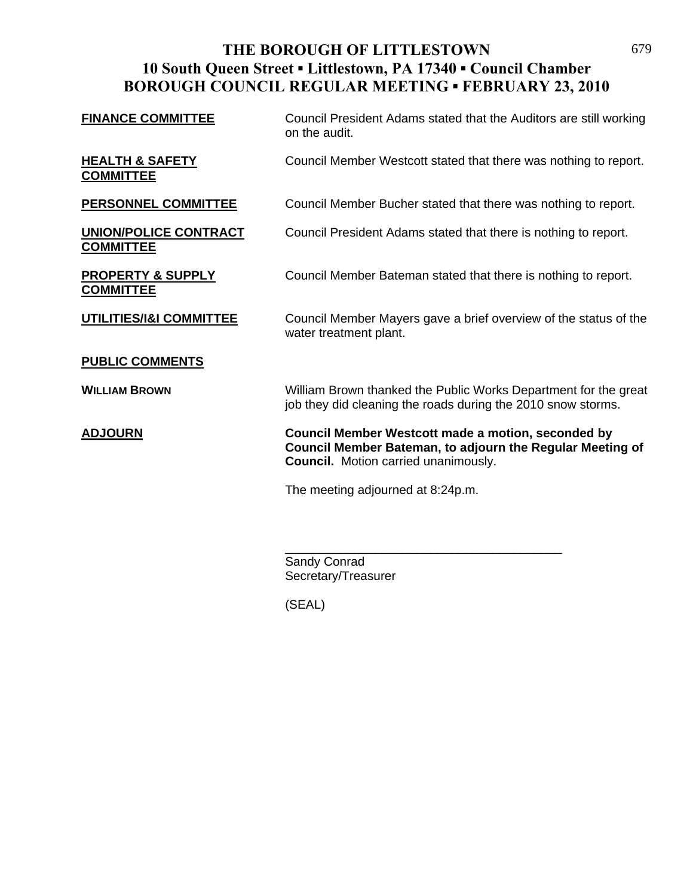# THE BOROUGH OF LITTLESTOWN
## 10 South Queen Street ▪ Littlestown, PA 17340 ▪ Council Chamber
## BOROUGH COUNCIL REGULAR MEETING ▪ FEBRUARY 23, 2010

**FINANCE COMMITTEE**

Council President Adams stated that the Auditors are still working on the audit.

**HEALTH & SAFETY COMMITTEE**

Council Member Westcott stated that there was nothing to report.

**PERSONNEL COMMITTEE**

Council Member Bucher stated that there was nothing to report.

**UNION/POLICE CONTRACT COMMITTEE**

Council President Adams stated that there is nothing to report.

**PROPERTY & SUPPLY COMMITTEE**

Council Member Bateman stated that there is nothing to report.

**UTILITIES/I&I COMMITTEE**

Council Member Mayers gave a brief overview of the status of the water treatment plant.

**PUBLIC COMMENTS**

**WILLIAM BROWN**

William Brown thanked the Public Works Department for the great job they did cleaning the roads during the 2010 snow storms.

**ADJOURN**

**Council Member Westcott made a motion, seconded by Council Member Bateman, to adjourn the Regular Meeting of Council.** Motion carried unanimously.

The meeting adjourned at 8:24p.m.

\_\_\_\_\_\_\_\_\_\_\_\_\_\_\_\_\_\_\_\_\_\_\_\_\_\_\_\_\_\_\_\_\_\_\_\_\_\_\_\_

Sandy Conrad
Secretary/Treasurer

(SEAL)